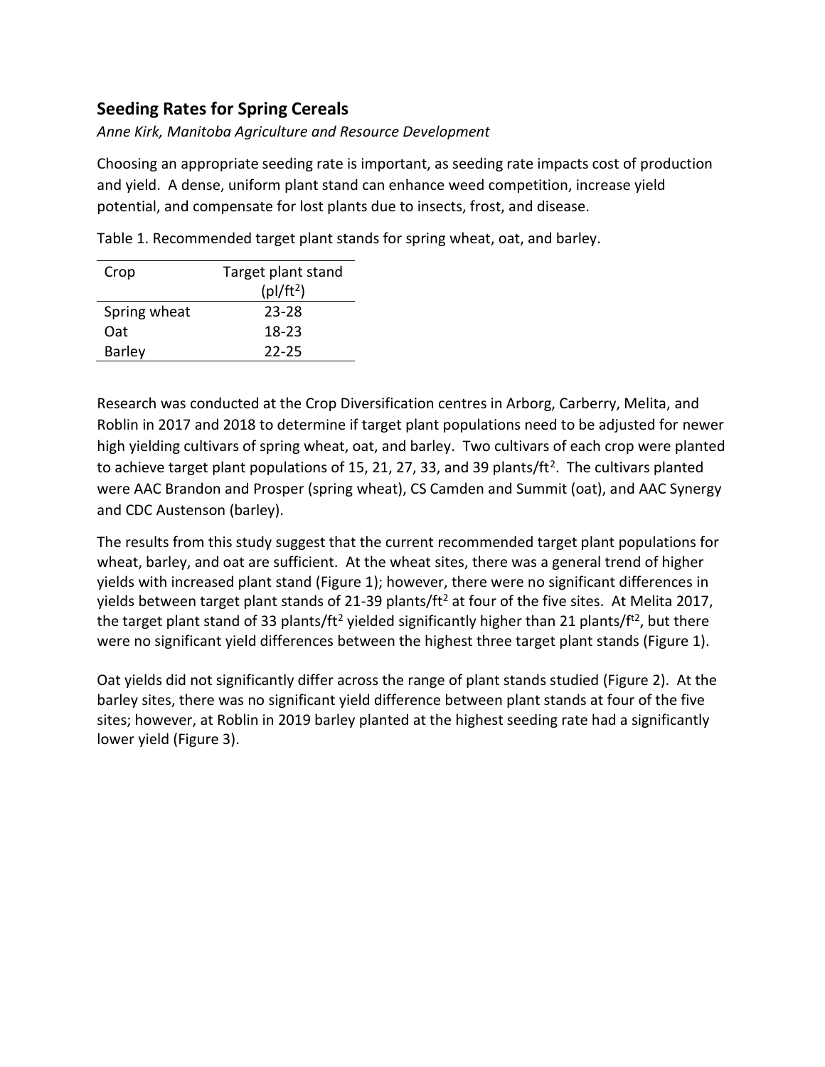## Seeding Rates for Spring Cereals

*Anne Kirk, Manitoba Agriculture and Resource Development*

Choosing an appropriate seeding rate is important, as seeding rate impacts cost of production and yield. A dense, uniform plant stand can enhance weed competition, increase yield potential, and compensate for lost plants due to insects, frost, and disease.

Table 1. Recommended target plant stands for spring wheat, oat, and barley.

| Crop | Target plant stand (pl/ft$^2$) |
|---|---|
| Spring wheat | 23-28 |
| Oat | 18-23 |
| Barley | 22-25 |

Research was conducted at the Crop Diversification centres in Arborg, Carberry, Melita, and Roblin in 2017 and 2018 to determine if target plant populations need to be adjusted for newer high yielding cultivars of spring wheat, oat, and barley. Two cultivars of each crop were planted to achieve target plant populations of 15, 21, 27, 33, and 39 plants/ft$^2$. The cultivars planted were AAC Brandon and Prosper (spring wheat), CS Camden and Summit (oat), and AAC Synergy and CDC Austenson (barley).

The results from this study suggest that the current recommended target plant populations for wheat, barley, and oat are sufficient. At the wheat sites, there was a general trend of higher yields with increased plant stand (Figure 1); however, there were no significant differences in yields between target plant stands of 21-39 plants/ft$^2$ at four of the five sites. At Melita 2017, the target plant stand of 33 plants/ft$^2$ yielded significantly higher than 21 plants/f$^{t2}$, but there were no significant yield differences between the highest three target plant stands (Figure 1).

Oat yields did not significantly differ across the range of plant stands studied (Figure 2). At the barley sites, there was no significant yield difference between plant stands at four of the five sites; however, at Roblin in 2019 barley planted at the highest seeding rate had a significantly lower yield (Figure 3).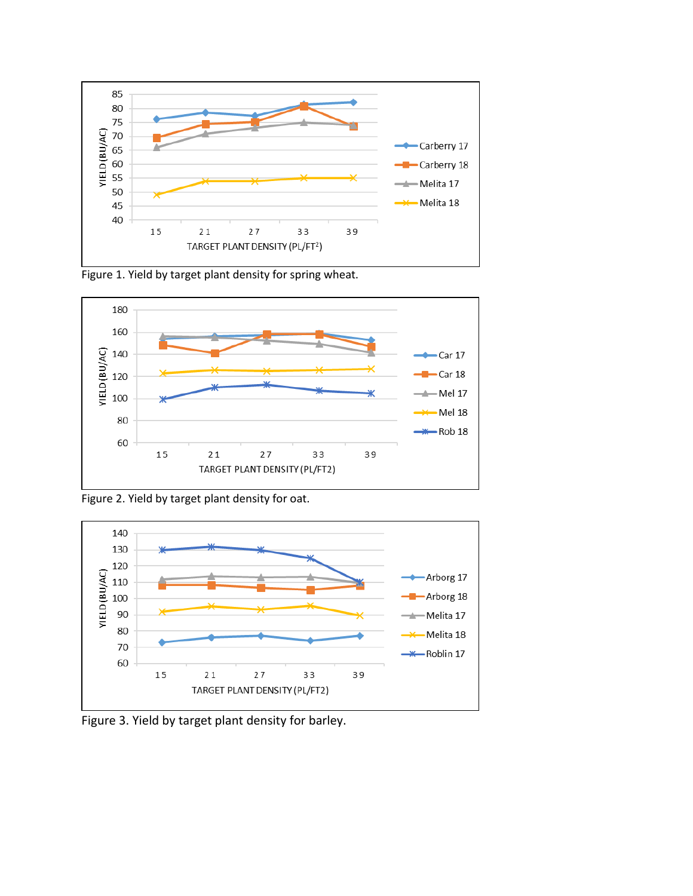Figure 1. Yield by target plant density for spring wheat.

Figure 2. Yield by target plant density for oat.

Figure 3. Yield by target plant density for barley.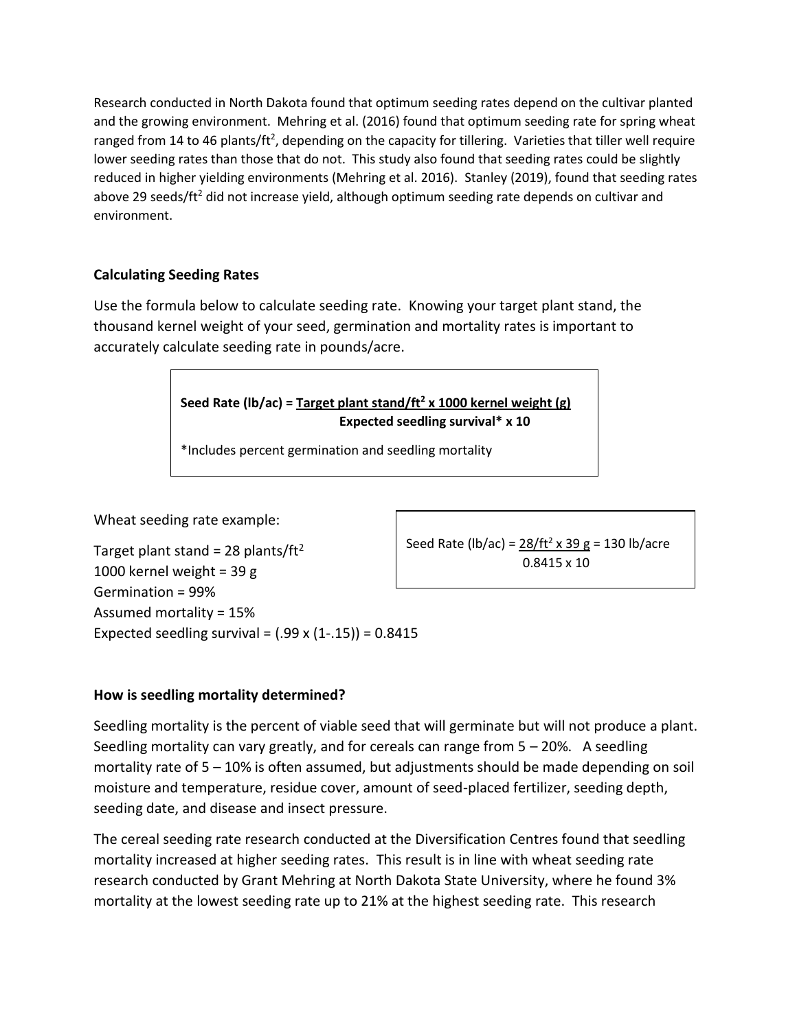Research conducted in North Dakota found that optimum seeding rates depend on the cultivar planted and the growing environment. Mehring et al. (2016) found that optimum seeding rate for spring wheat ranged from 14 to 46 plants/$ft^2$, depending on the capacity for tillering. Varieties that tiller well require lower seeding rates than those that do not. This study also found that seeding rates could be slightly reduced in higher yielding environments (Mehring et al. 2016). Stanley (2019), found that seeding rates above 29 seeds/$ft^2$ did not increase yield, although optimum seeding rate depends on cultivar and environment.

### Calculating Seeding Rates

Use the formula below to calculate seeding rate. Knowing your target plant stand, the thousand kernel weight of your seed, germination and mortality rates is important to accurately calculate seeding rate in pounds/acre.

$$\textbf{Seed Rate (lb/ac)} = \frac{\textbf{Target plant stand/ft}^2 \times \textbf{1000 kernel weight (g)}}{\textbf{Expected seedling survival* } \times \textbf{ 10}}$$

*Includes percent germination and seedling mortality

Wheat seeding rate example:

Target plant stand = 28 plants/$ft^2$
1000 kernel weight = 39 g
Germination = 99%
Assumed mortality = 15%
Expected seedling survival = (.99 x (1-.15)) = 0.8415

$$\text{Seed Rate (lb/ac)} = \frac{28/\text{ft}^2 \times 39\text{ g}}{0.8415 \times 10} = 130 \text{ lb/acre}$$

### How is seedling mortality determined?

Seedling mortality is the percent of viable seed that will germinate but will not produce a plant. Seedling mortality can vary greatly, and for cereals can range from 5 – 20%. A seedling mortality rate of 5 – 10% is often assumed, but adjustments should be made depending on soil moisture and temperature, residue cover, amount of seed-placed fertilizer, seeding depth, seeding date, and disease and insect pressure.

The cereal seeding rate research conducted at the Diversification Centres found that seedling mortality increased at higher seeding rates. This result is in line with wheat seeding rate research conducted by Grant Mehring at North Dakota State University, where he found 3% mortality at the lowest seeding rate up to 21% at the highest seeding rate. This research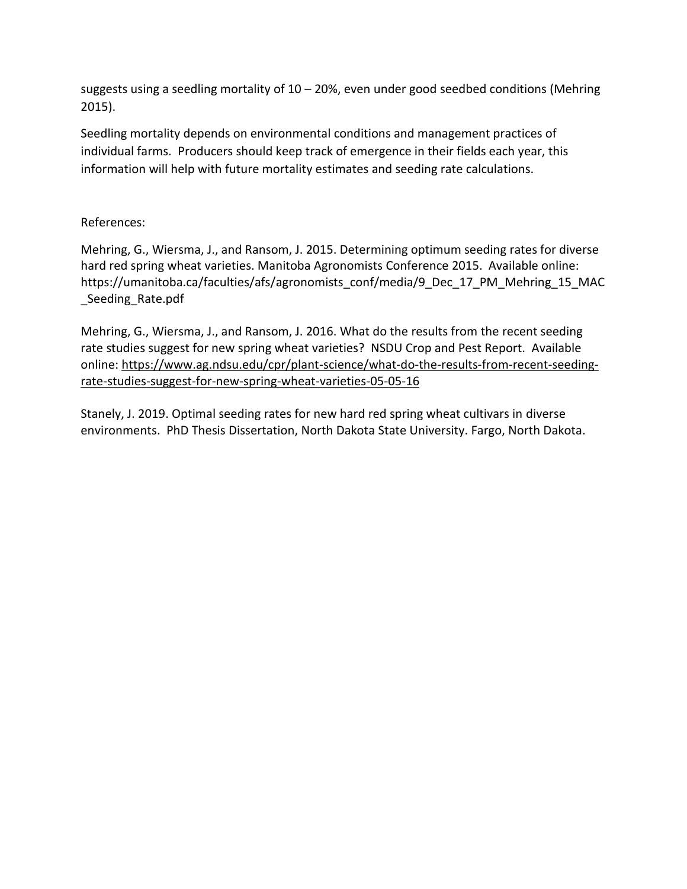suggests using a seedling mortality of 10 – 20%, even under good seedbed conditions (Mehring 2015).

Seedling mortality depends on environmental conditions and management practices of individual farms. Producers should keep track of emergence in their fields each year, this information will help with future mortality estimates and seeding rate calculations.

References:

Mehring, G., Wiersma, J., and Ransom, J. 2015. Determining optimum seeding rates for diverse hard red spring wheat varieties. Manitoba Agronomists Conference 2015. Available online: https://umanitoba.ca/faculties/afs/agronomists_conf/media/9_Dec_17_PM_Mehring_15_MAC_Seeding_Rate.pdf

Mehring, G., Wiersma, J., and Ransom, J. 2016. What do the results from the recent seeding rate studies suggest for new spring wheat varieties? NSDU Crop and Pest Report. Available online: https://www.ag.ndsu.edu/cpr/plant-science/what-do-the-results-from-recent-seeding-rate-studies-suggest-for-new-spring-wheat-varieties-05-05-16

Stanely, J. 2019. Optimal seeding rates for new hard red spring wheat cultivars in diverse environments. PhD Thesis Dissertation, North Dakota State University. Fargo, North Dakota.